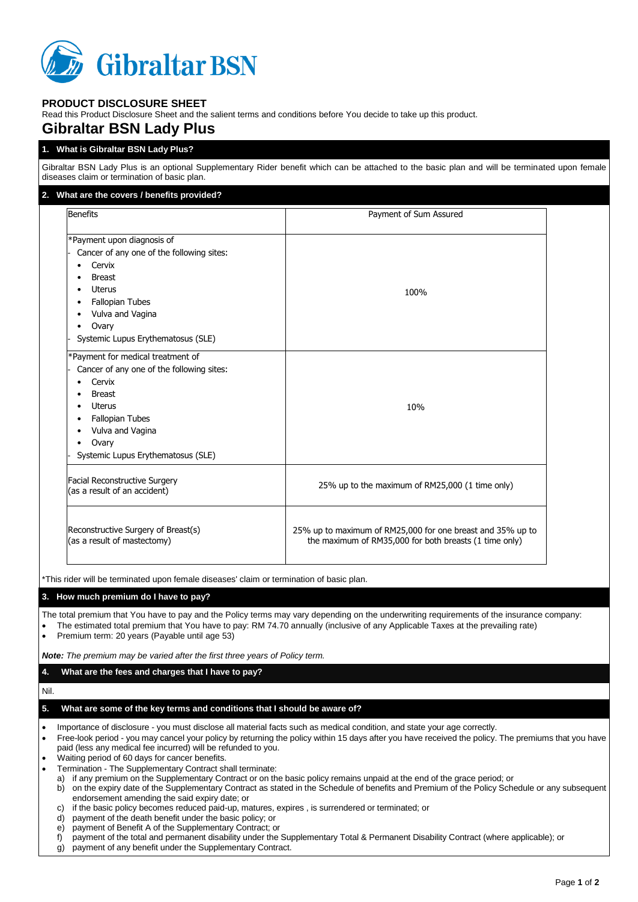Gibraltar BSN

# PRODUCT DISCLOSURE SHEET

Read this Product Disclosure Sheet and the salient terms and conditions before You decide to take up this product.

# Gibraltar BSN Lady Plus

## 1. What is Gibraltar BSN Lady Plus?

Gibraltar BSN Lady Plus is an optional Supplementary Rider benefit which can be attached to the basic plan and will be terminated upon female diseases claim or termination of basic plan.

## 2. What are the covers / benefits provided?

| Benefits | Payment of Sum Assured |
|---|---|
| *Payment upon diagnosis of<br>- Cancer of any one of the following sites:<br>• Cervix<br>• Breast<br>• Uterus<br>• Fallopian Tubes<br>• Vulva and Vagina<br>• Ovary<br>- Systemic Lupus Erythematosus (SLE) | 100% |
| *Payment for medical treatment of<br>- Cancer of any one of the following sites:<br>• Cervix<br>• Breast<br>• Uterus<br>• Fallopian Tubes<br>• Vulva and Vagina<br>• Ovary<br>- Systemic Lupus Erythematosus (SLE) | 10% |
| Facial Reconstructive Surgery<br>(as a result of an accident) | 25% up to the maximum of RM25,000 (1 time only) |
| Reconstructive Surgery of Breast(s)<br>(as a result of mastectomy) | 25% up to maximum of RM25,000 for one breast and 35% up to the maximum of RM35,000 for both breasts (1 time only) |

*This rider will be terminated upon female diseases' claim or termination of basic plan.

## 3. How much premium do I have to pay?

The total premium that You have to pay and the Policy terms may vary depending on the underwriting requirements of the insurance company:

- The estimated total premium that You have to pay: RM 74.70 annually (inclusive of any Applicable Taxes at the prevailing rate)
- Premium term: 20 years (Payable until age 53)

***Note:*** *The premium may be varied after the first three years of Policy term.*

## 4. What are the fees and charges that I have to pay?

Nil.

## 5. What are some of the key terms and conditions that I should be aware of?

- Importance of disclosure - you must disclose all material facts such as medical condition, and state your age correctly.
- Free-look period - you may cancel your policy by returning the policy within 15 days after you have received the policy. The premiums that you have paid (less any medical fee incurred) will be refunded to you.
- Waiting period of 60 days for cancer benefits.
- Termination - The Supplementary Contract shall terminate:
  a) if any premium on the Supplementary Contract or on the basic policy remains unpaid at the end of the grace period; or
  b) on the expiry date of the Supplementary Contract as stated in the Schedule of benefits and Premium of the Policy Schedule or any subsequent endorsement amending the said expiry date; or
  c) if the basic policy becomes reduced paid-up, matures, expires , is surrendered or terminated; or
  d) payment of the death benefit under the basic policy; or
  e) payment of Benefit A of the Supplementary Contract; or
  f) payment of the total and permanent disability under the Supplementary Total & Permanent Disability Contract (where applicable); or
  g) payment of any benefit under the Supplementary Contract.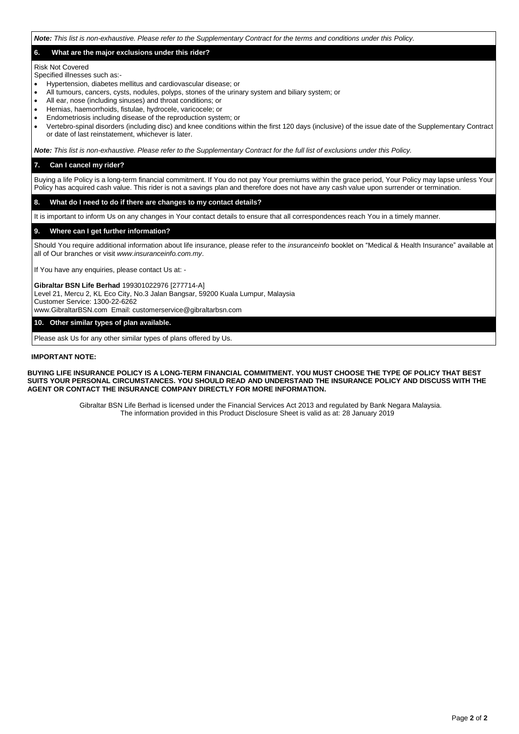***Note:*** *This list is non-exhaustive. Please refer to the Supplementary Contract for the terms and conditions under this Policy.*

## 6. What are the major exclusions under this rider?

Risk Not Covered

Specified illnesses such as:-

- Hypertension, diabetes mellitus and cardiovascular disease; or
- All tumours, cancers, cysts, nodules, polyps, stones of the urinary system and biliary system; or
- All ear, nose (including sinuses) and throat conditions; or
- Hernias, haemorrhoids, fistulae, hydrocele, varicocele; or
- Endometriosis including disease of the reproduction system; or
- Vertebro-spinal disorders (including disc) and knee conditions within the first 120 days (inclusive) of the issue date of the Supplementary Contract or date of last reinstatement, whichever is later.

***Note:*** *This list is non-exhaustive. Please refer to the Supplementary Contract for the full list of exclusions under this Policy.*

## 7. Can I cancel my rider?

Buying a life Policy is a long-term financial commitment. If You do not pay Your premiums within the grace period, Your Policy may lapse unless Your Policy has acquired cash value. This rider is not a savings plan and therefore does not have any cash value upon surrender or termination.

## 8. What do I need to do if there are changes to my contact details?

It is important to inform Us on any changes in Your contact details to ensure that all correspondences reach You in a timely manner.

## 9. Where can I get further information?

Should You require additional information about life insurance, please refer to the *insuranceinfo* booklet on "Medical & Health Insurance" available at all of Our branches or visit *www.insuranceinfo.com.my*.

If You have any enquiries, please contact Us at: -

**Gibraltar BSN Life Berhad** 199301022976 [277714-A]
Level 21, Mercu 2, KL Eco City, No.3 Jalan Bangsar, 59200 Kuala Lumpur, Malaysia
Customer Service: 1300-22-6262
www.GibraltarBSN.com Email: customerservice@gibraltarbsn.com

## 10. Other similar types of plan available.

Please ask Us for any other similar types of plans offered by Us.

**IMPORTANT NOTE:**

**BUYING LIFE INSURANCE POLICY IS A LONG-TERM FINANCIAL COMMITMENT. YOU MUST CHOOSE THE TYPE OF POLICY THAT BEST SUITS YOUR PERSONAL CIRCUMSTANCES. YOU SHOULD READ AND UNDERSTAND THE INSURANCE POLICY AND DISCUSS WITH THE AGENT OR CONTACT THE INSURANCE COMPANY DIRECTLY FOR MORE INFORMATION.**

Gibraltar BSN Life Berhad is licensed under the Financial Services Act 2013 and regulated by Bank Negara Malaysia.
The information provided in this Product Disclosure Sheet is valid as at: 28 January 2019